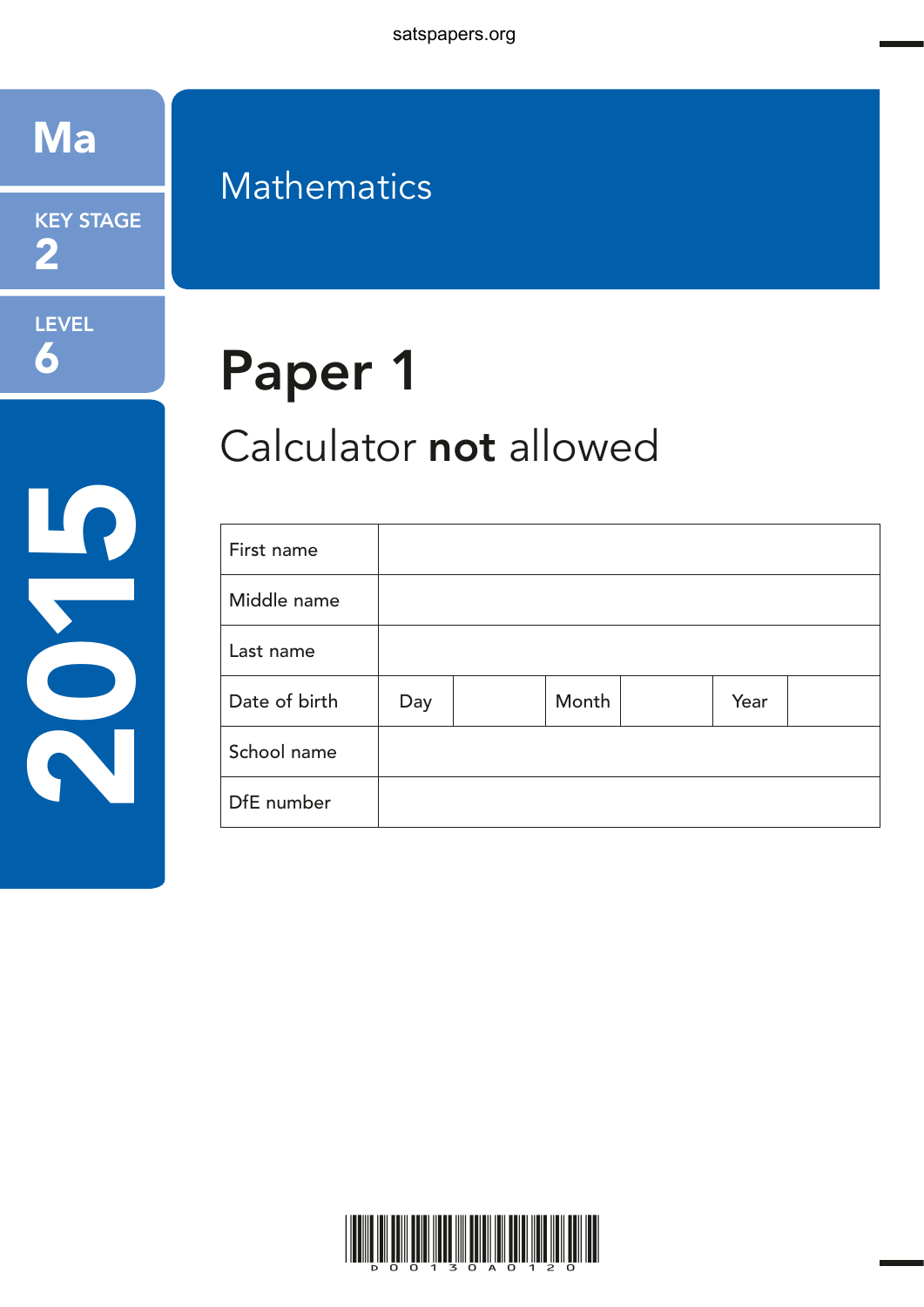Ma

KEY STAGE 2

LEVEL 6

2015

# Mathematics

# Paper 1

## Calculator **not** allowed

| First name | | | | | | |
|---|---|---|---|---|---|---|
| Middle name | | | | | | |
| Last name | | | | | | |
| Date of birth | Day | | Month | | Year | |
| School name | | | | | | |
| DfE number | | | | | | |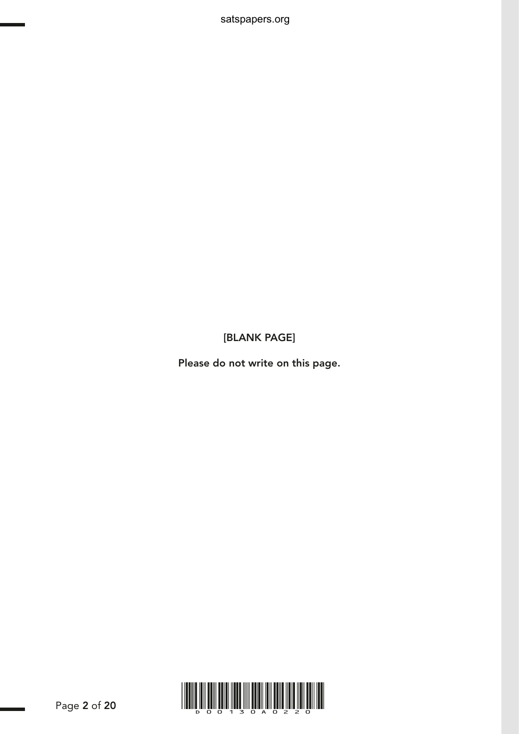[BLANK PAGE]

**Please do not write on this page.**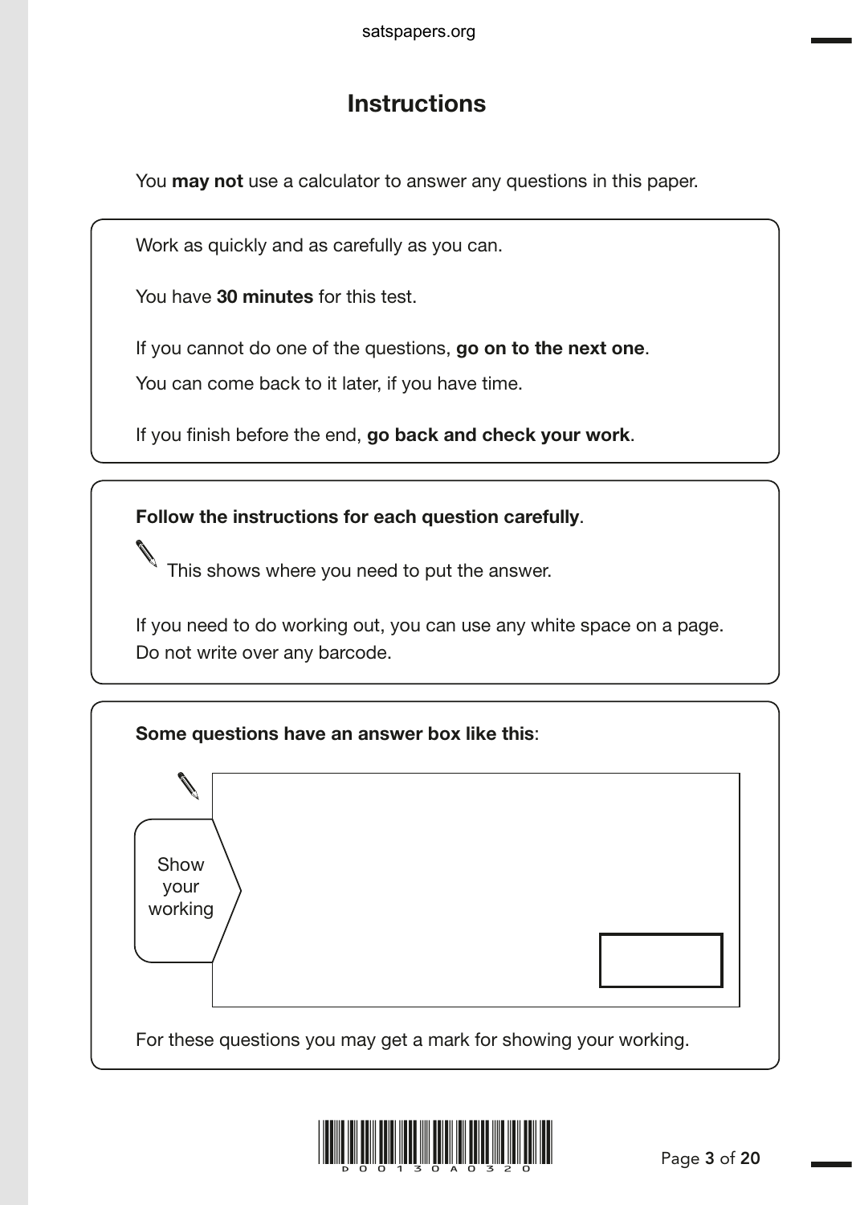# Instructions

You **may not** use a calculator to answer any questions in this paper.

Work as quickly and as carefully as you can.

You have **30 minutes** for this test.

If you cannot do one of the questions, **go on to the next one**.

You can come back to it later, if you have time.

If you finish before the end, **go back and check your work**.

**Follow the instructions for each question carefully**.

This shows where you need to put the answer.

If you need to do working out, you can use any white space on a page.
Do not write over any barcode.

**Some questions have an answer box like this**:

Show your working

For these questions you may get a mark for showing your working.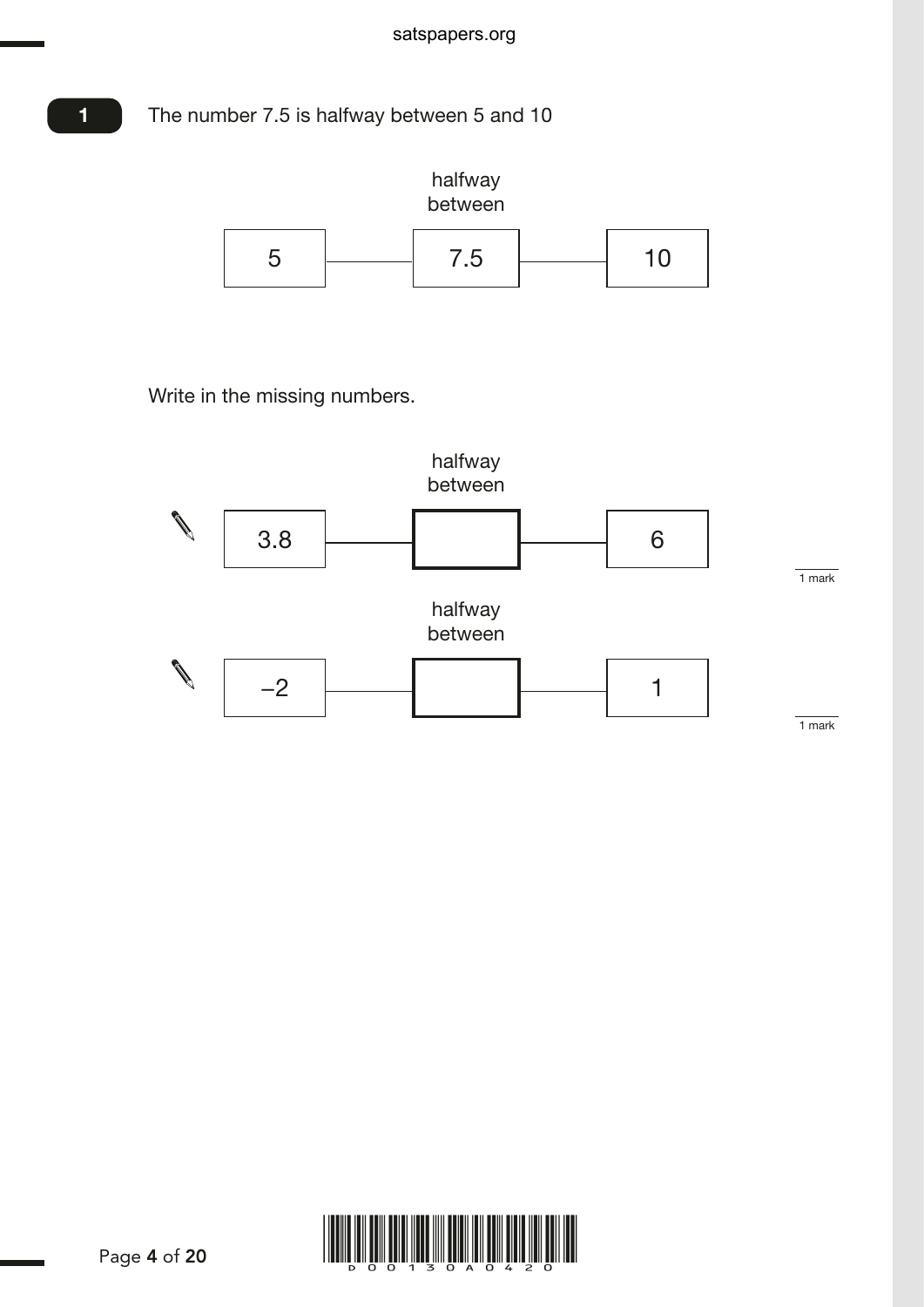**1** The number 7.5 is halfway between 5 and 10

| | halfway between | |
|---|---|---|
| 5 | 7.5 | 10 |

Write in the missing numbers.

| | halfway between | |
|---|---|---|
| 3.8 | | 6 |

1 mark

| | halfway between | |
|---|---|---|
| –2 | | 1 |

1 mark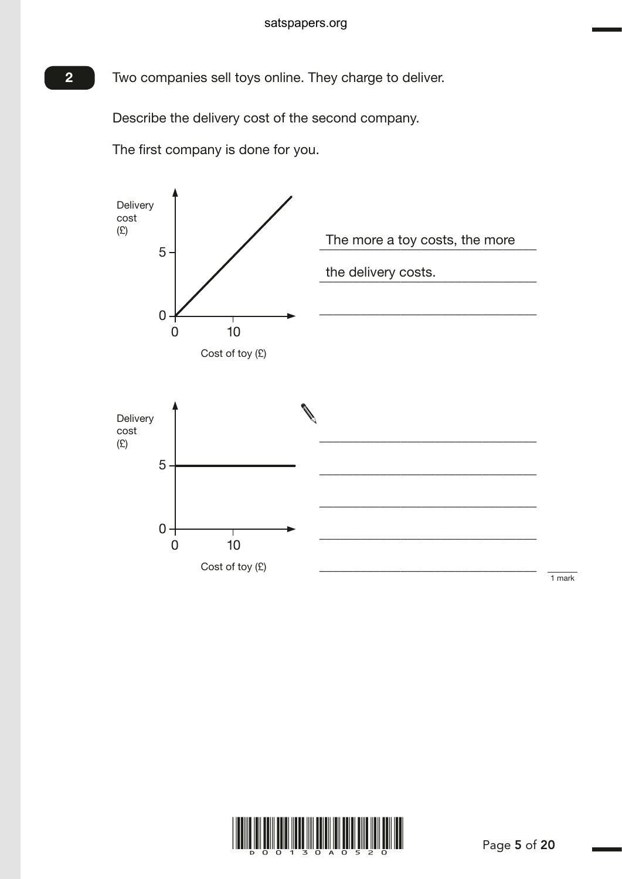**2** Two companies sell toys online. They charge to deliver.

Describe the delivery cost of the second company.

The first company is done for you.

Delivery cost (£)

5

0

0 10

Cost of toy (£)

The more a toy costs, the more

the delivery costs.

Delivery cost (£)

5

0

0 10

Cost of toy (£)

1 mark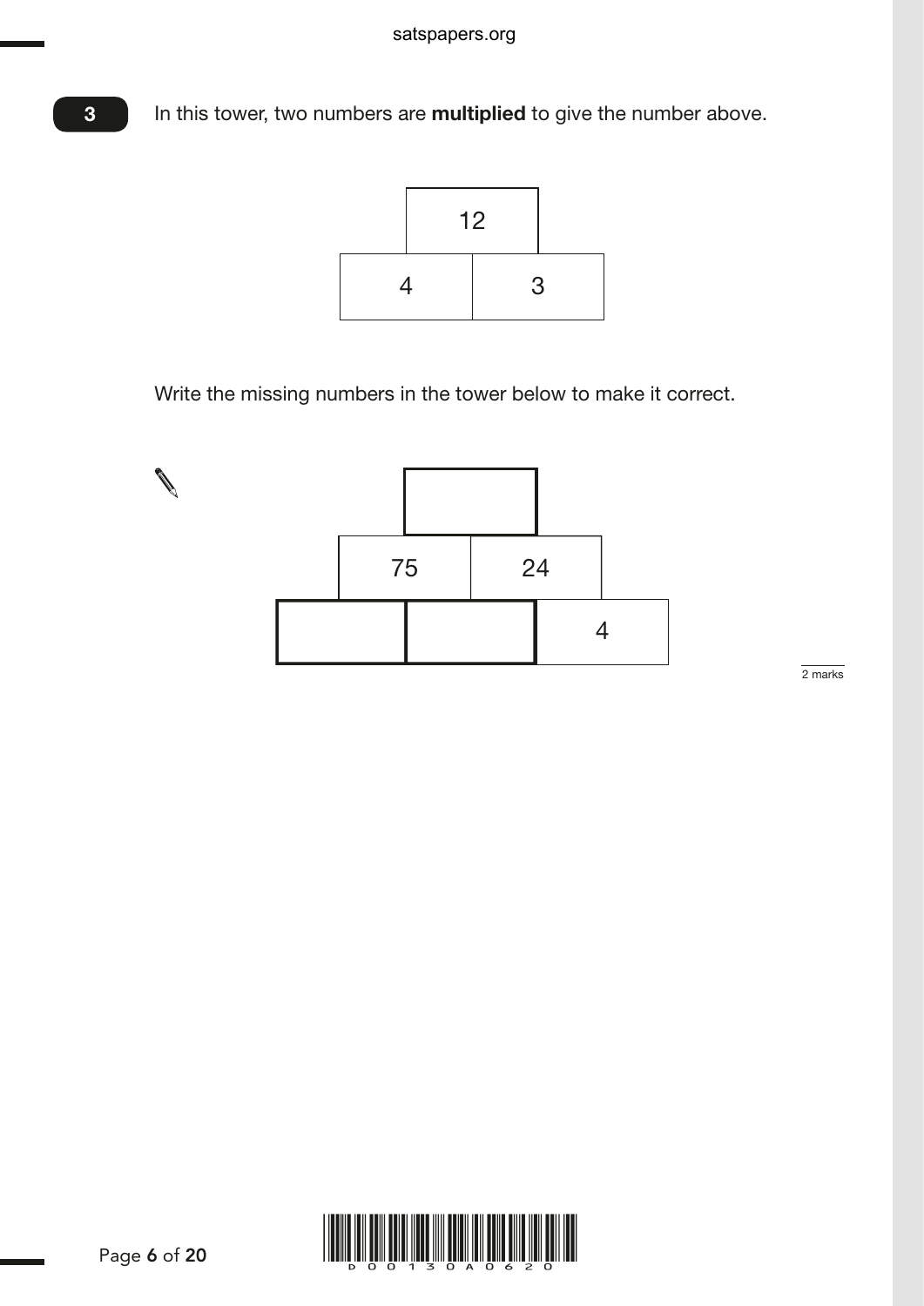**3** In this tower, two numbers are **multiplied** to give the number above.

| | 12 | |
|---|---|---|
| 4 | | 3 |

Write the missing numbers in the tower below to make it correct.

| | | | |
|---|---|---|---|
| | | | |
| | 75 | 24 | |
| | | | 4 |

2 marks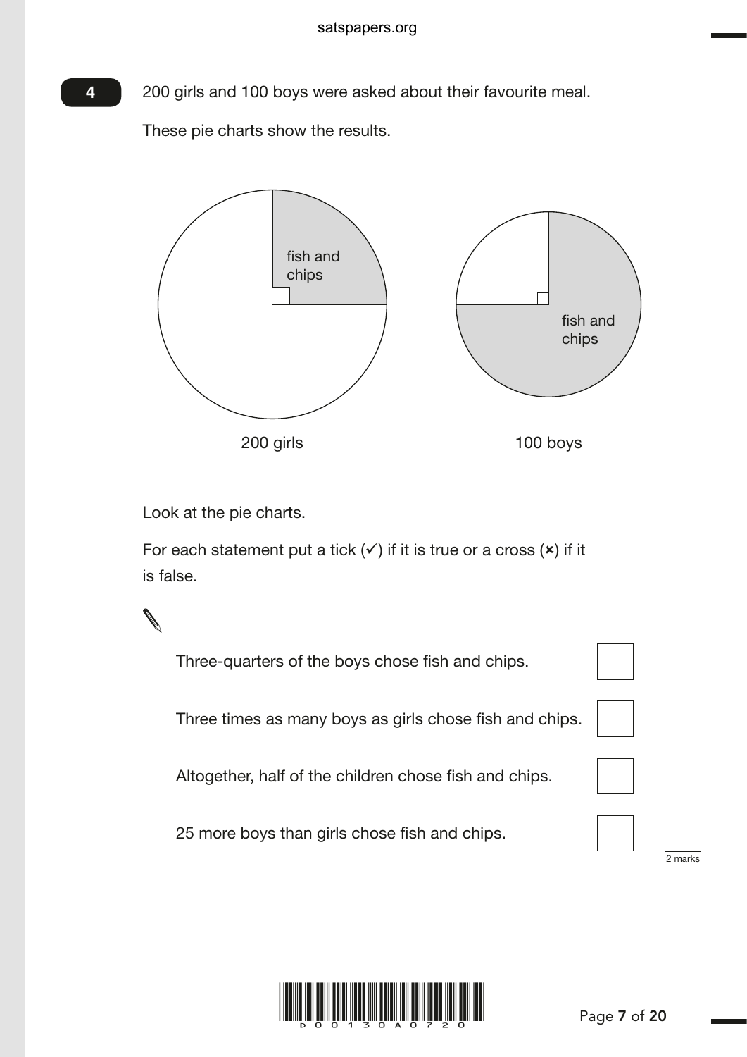**4**

200 girls and 100 boys were asked about their favourite meal.

These pie charts show the results.

fish and chips

200 girls

fish and chips

100 boys

Look at the pie charts.

For each statement put a tick (✓) if it is true or a cross (✗) if it is false.

Three-quarters of the boys chose fish and chips. ☐

Three times as many boys as girls chose fish and chips. ☐

Altogether, half of the children chose fish and chips. ☐

25 more boys than girls chose fish and chips. ☐

2 marks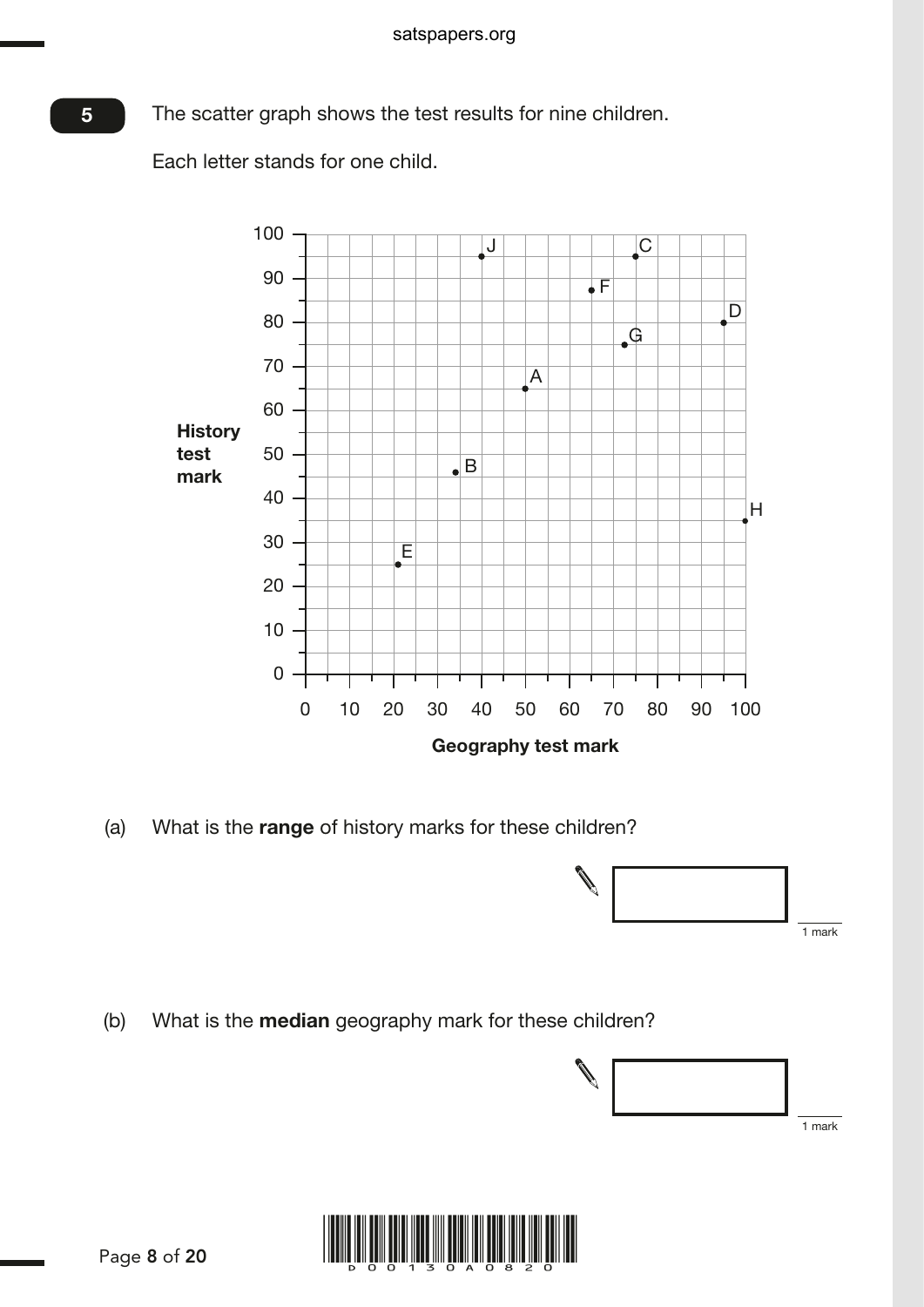**5** The scatter graph shows the test results for nine children.

Each letter stands for one child.

(a) What is the **range** of history marks for these children?

1 mark

(b) What is the **median** geography mark for these children?

1 mark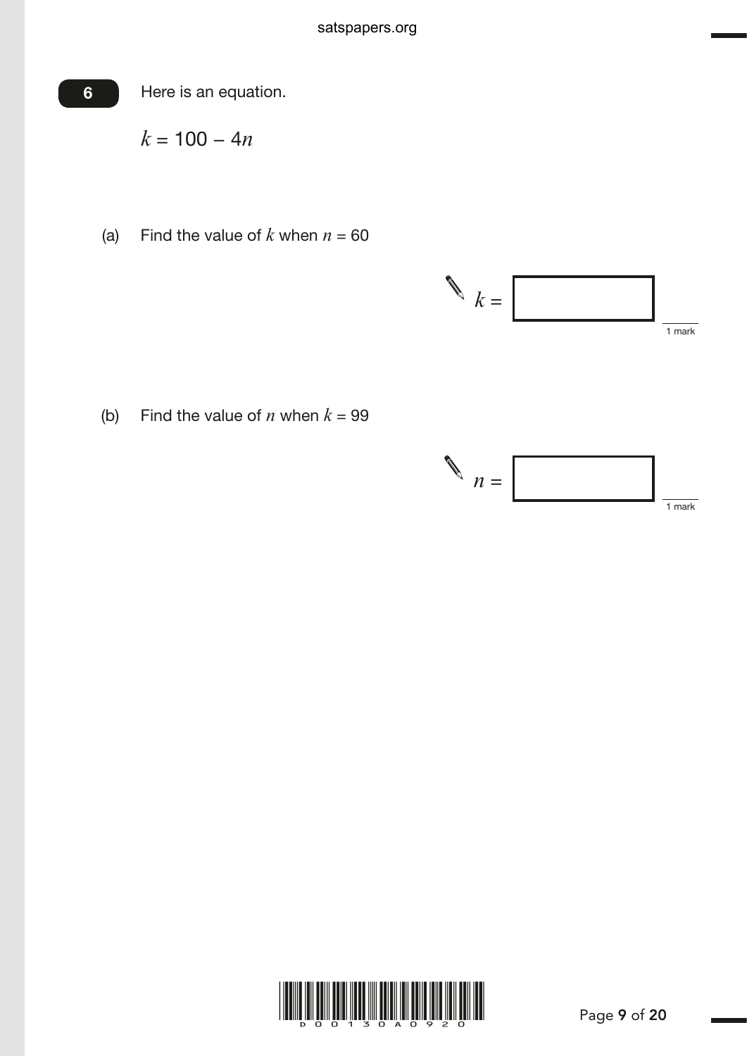**6** Here is an equation.

$k = 100 - 4n$

(a) Find the value of $k$ when $n = 60$

$k =$ ☐

1 mark

(b) Find the value of $n$ when $k = 99$

$n =$ ☐

1 mark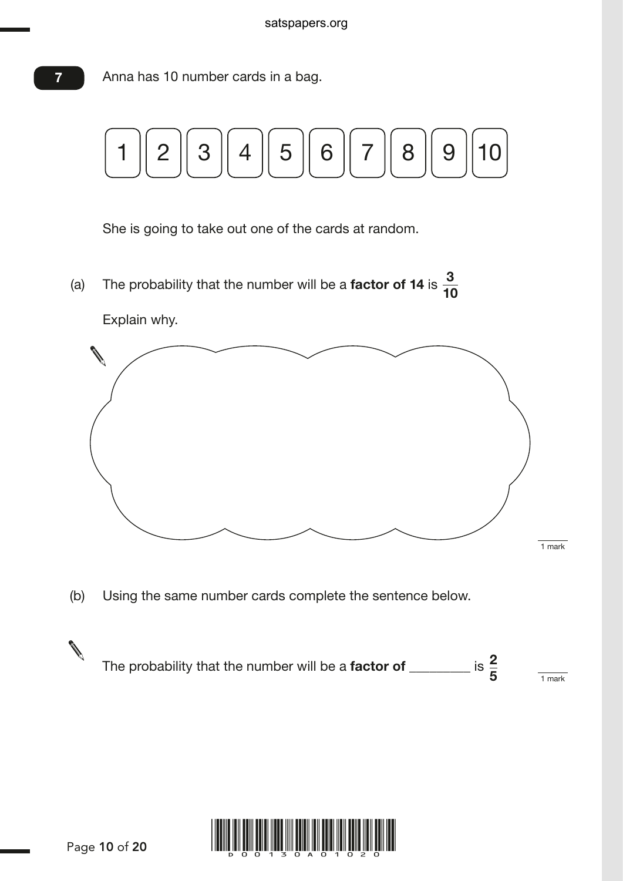**7** Anna has 10 number cards in a bag.

| 1 | 2 | 3 | 4 | 5 | 6 | 7 | 8 | 9 | 10 |
|---|---|---|---|---|---|---|---|---|---|

She is going to take out one of the cards at random.

(a) The probability that the number will be a **factor of 14** is $\frac{3}{10}$

Explain why.

1 mark

(b) Using the same number cards complete the sentence below.

The probability that the number will be a **factor of** _________ is $\frac{2}{5}$

1 mark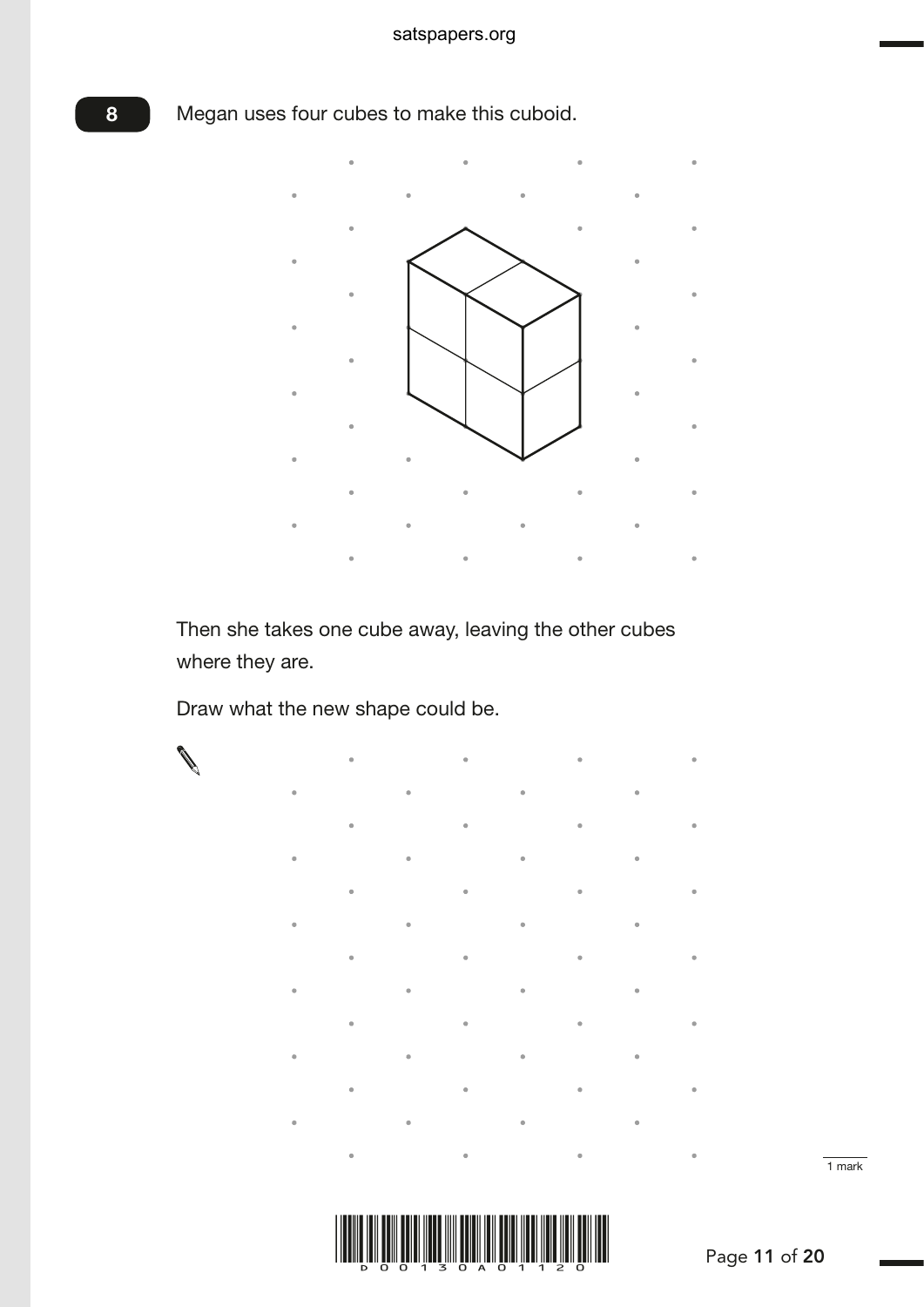**8** Megan uses four cubes to make this cuboid.

Then she takes one cube away, leaving the other cubes where they are.

Draw what the new shape could be.

1 mark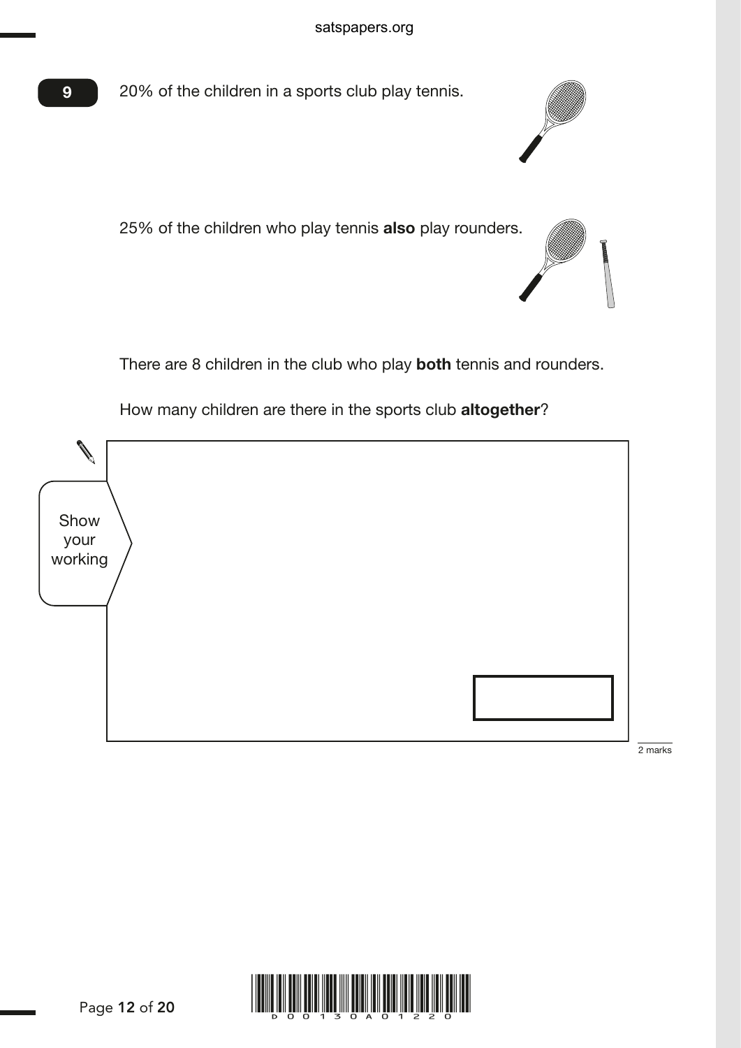**9**

20% of the children in a sports club play tennis.

25% of the children who play tennis **also** play rounders.

There are 8 children in the club who play **both** tennis and rounders.

How many children are there in the sports club **altogether**?

Show your working

2 marks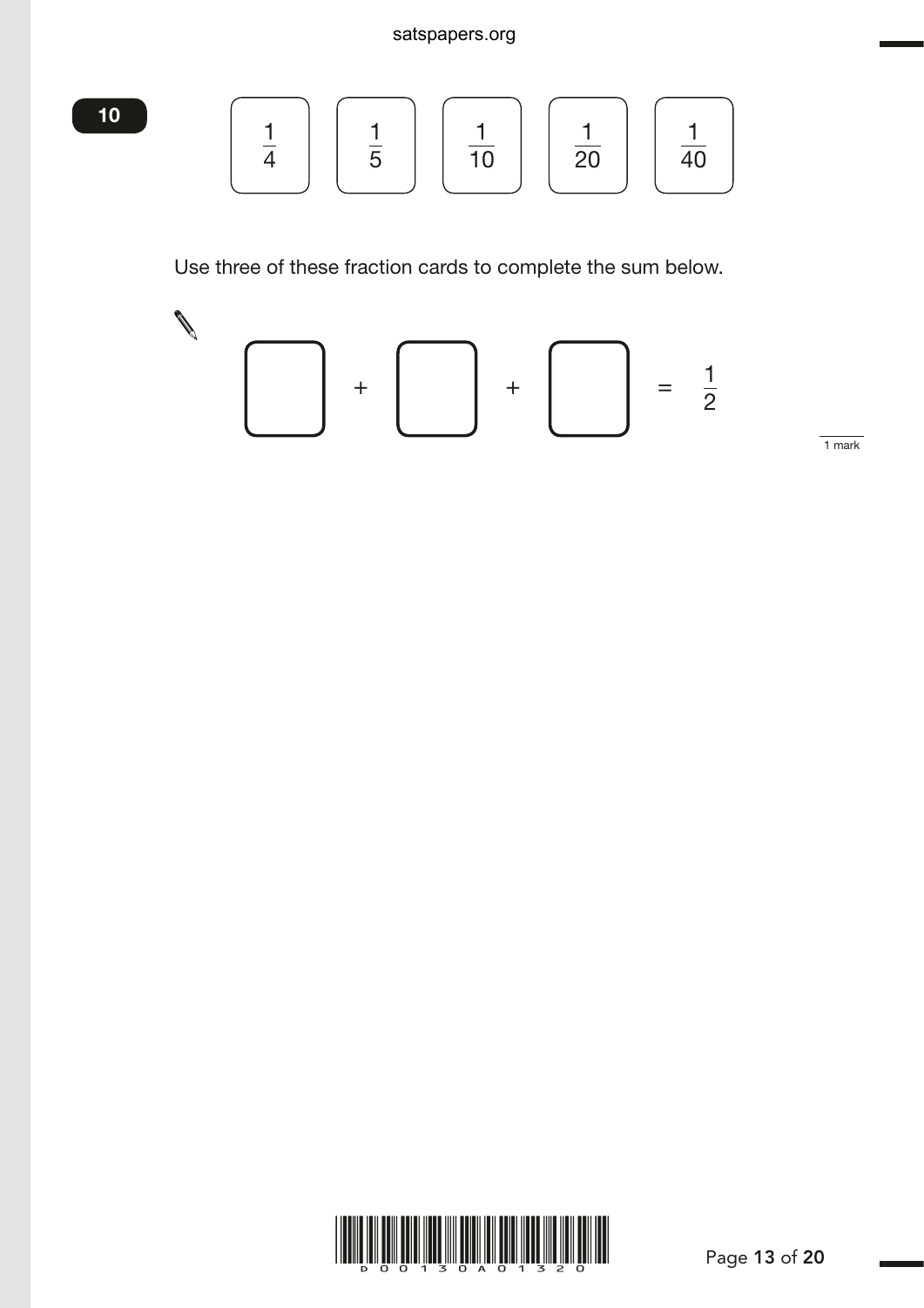**10**

$\frac{1}{4}$ $\frac{1}{5}$ $\frac{1}{10}$ $\frac{1}{20}$ $\frac{1}{40}$

Use three of these fraction cards to complete the sum below.

$$\square + \square + \square = \frac{1}{2}$$

1 mark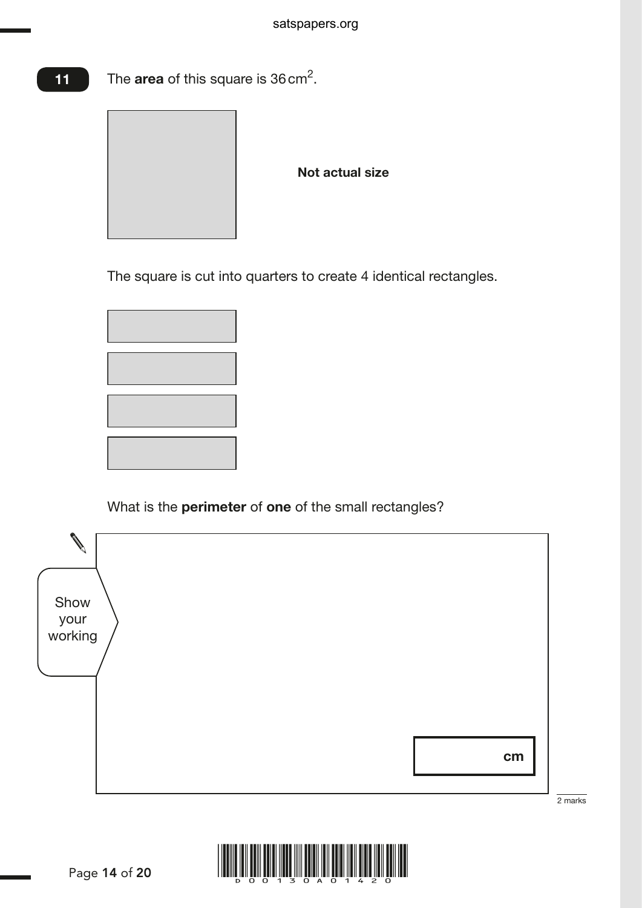**11** The **area** of this square is $36\,\text{cm}^2$.

**Not actual size**

The square is cut into quarters to create 4 identical rectangles.

What is the **perimeter** of **one** of the small rectangles?

Show your working

cm

2 marks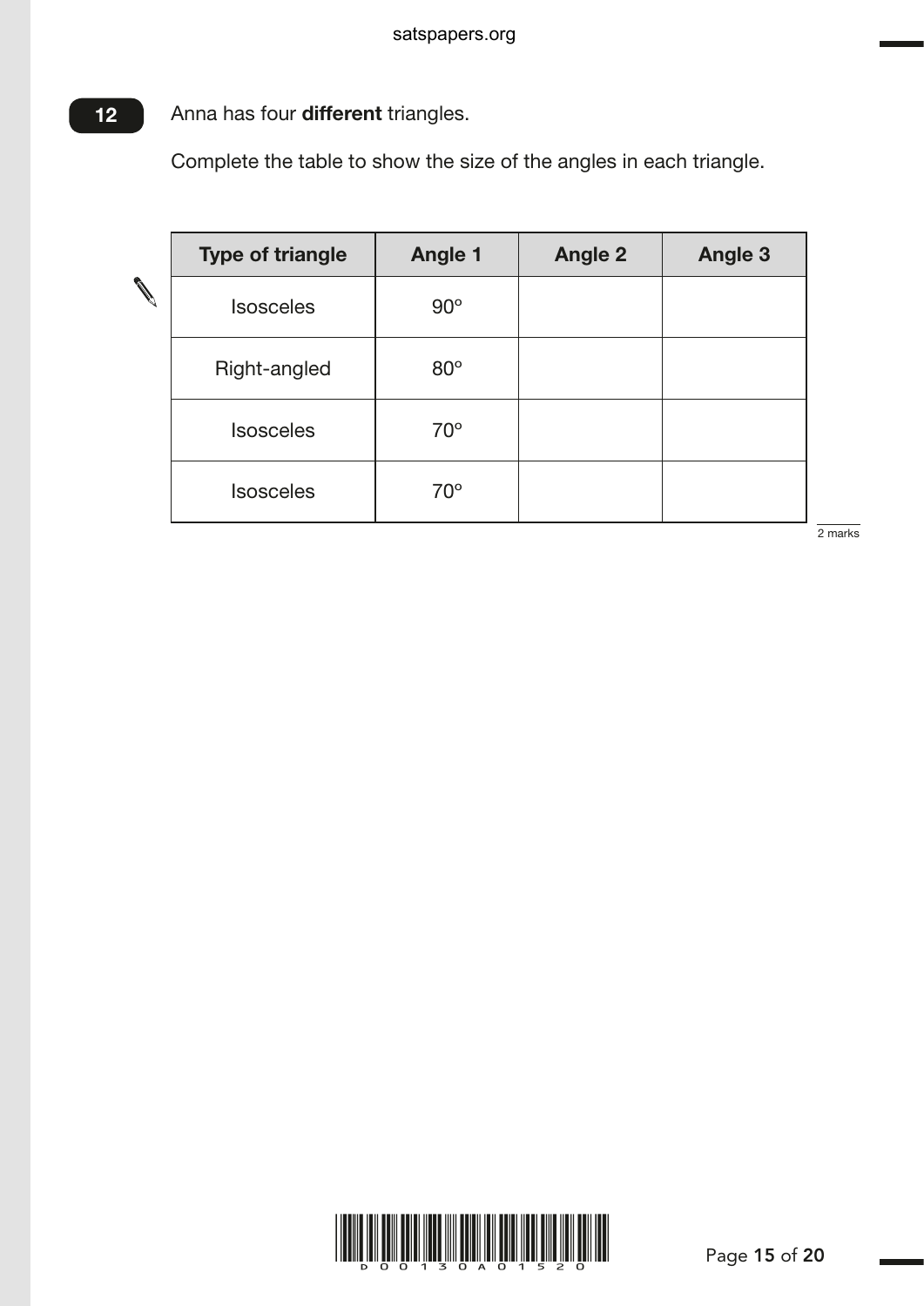**12** Anna has four **different** triangles.

Complete the table to show the size of the angles in each triangle.

| Type of triangle | Angle 1 | Angle 2 | Angle 3 |
|---|---|---|---|
| Isosceles | 90° | | |
| Right-angled | 80° | | |
| Isosceles | 70° | | |
| Isosceles | 70° | | |

2 marks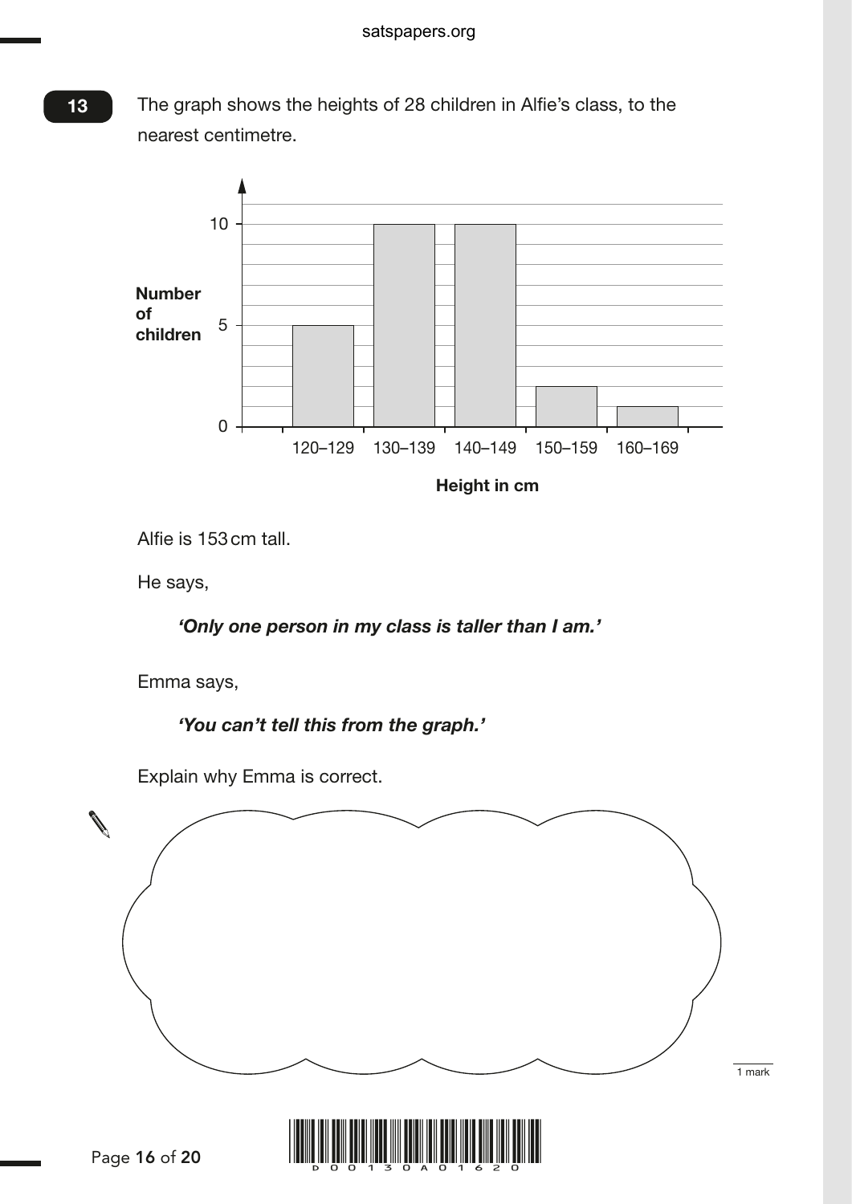**13** The graph shows the heights of 28 children in Alfie's class, to the nearest centimetre.

Number of children

Height in cm

| Height in cm | 120–129 | 130–139 | 140–149 | 150–159 | 160–169 |
|---|---|---|---|---|---|
| Number of children | 5 | 10 | 10 | 2 | 1 |

Alfie is 153 cm tall.

He says,

***'Only one person in my class is taller than I am.'***

Emma says,

***'You can't tell this from the graph.'***

Explain why Emma is correct.

1 mark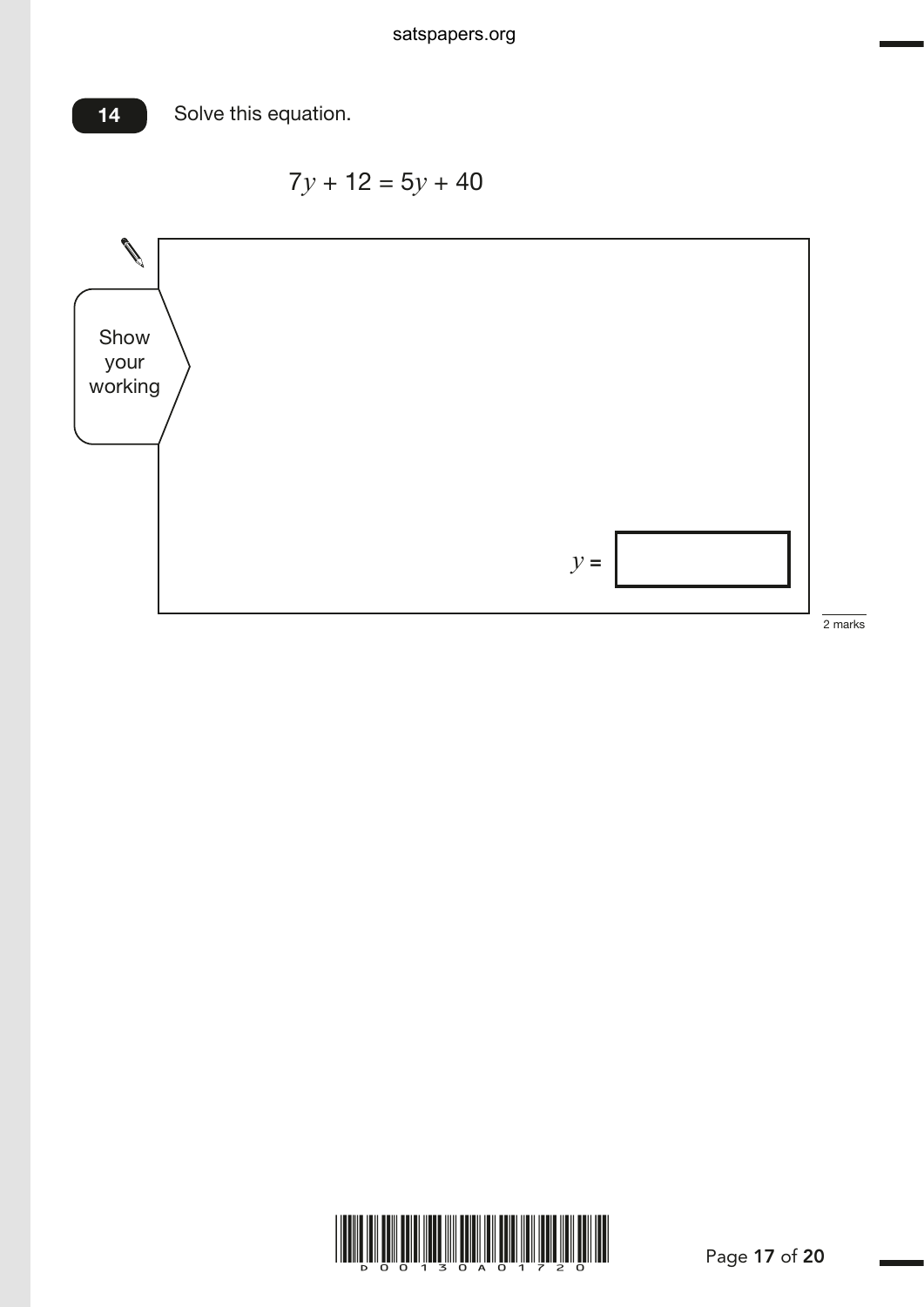**14** Solve this equation.

$$7y + 12 = 5y + 40$$

Show your working

$y =$ 

2 marks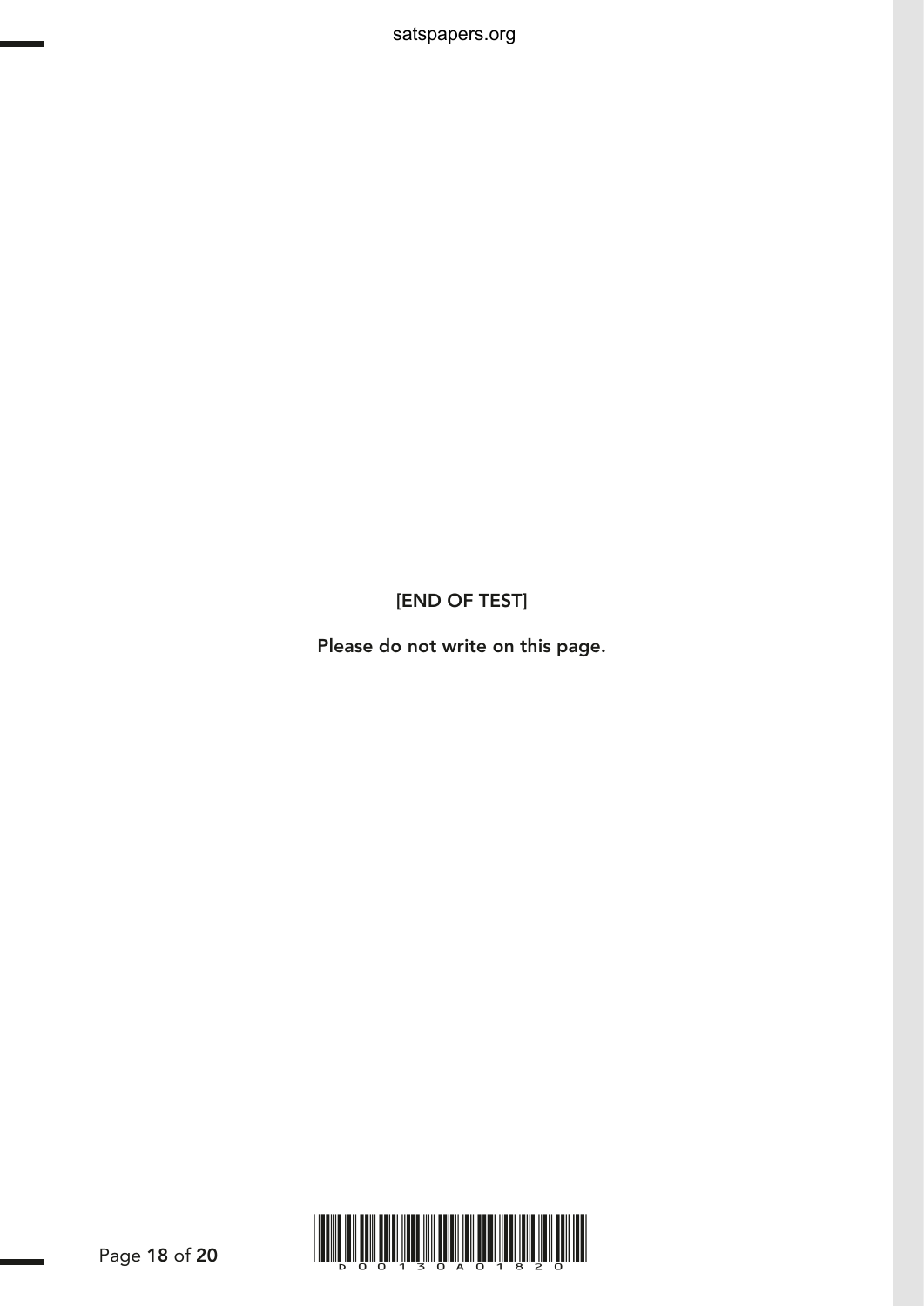[END OF TEST]

**Please do not write on this page.**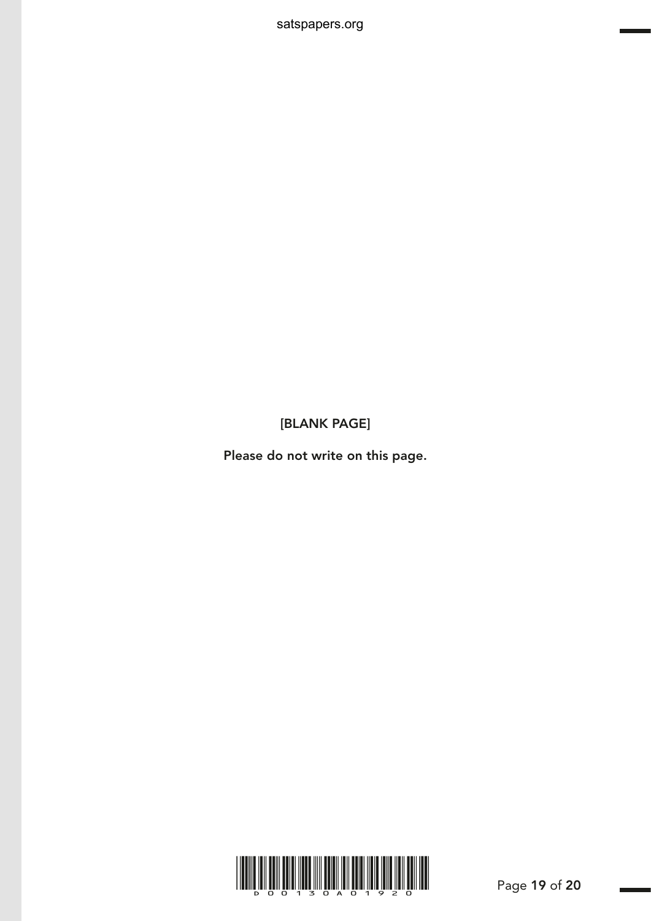[BLANK PAGE]

Please do not write on this page.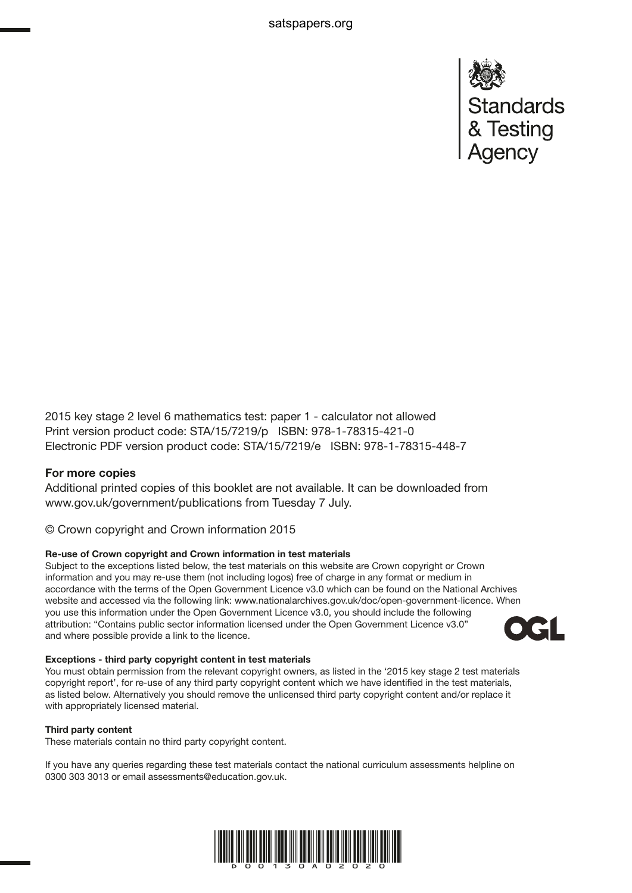Standards
& Testing
Agency

2015 key stage 2 level 6 mathematics test: paper 1 - calculator not allowed
Print version product code: STA/15/7219/p ISBN: 978-1-78315-421-0
Electronic PDF version product code: STA/15/7219/e ISBN: 978-1-78315-448-7

**For more copies**

Additional printed copies of this booklet are not available. It can be downloaded from www.gov.uk/government/publications from Tuesday 7 July.

© Crown copyright and Crown information 2015

**Re-use of Crown copyright and Crown information in test materials**

Subject to the exceptions listed below, the test materials on this website are Crown copyright or Crown information and you may re-use them (not including logos) free of charge in any format or medium in accordance with the terms of the Open Government Licence v3.0 which can be found on the National Archives website and accessed via the following link: www.nationalarchives.gov.uk/doc/open-government-licence. When you use this information under the Open Government Licence v3.0, you should include the following attribution: "Contains public sector information licensed under the Open Government Licence v3.0" and where possible provide a link to the licence.

**Exceptions - third party copyright content in test materials**

You must obtain permission from the relevant copyright owners, as listed in the '2015 key stage 2 test materials copyright report', for re-use of any third party copyright content which we have identified in the test materials, as listed below. Alternatively you should remove the unlicensed third party copyright content and/or replace it with appropriately licensed material.

**Third party content**

These materials contain no third party copyright content.

If you have any queries regarding these test materials contact the national curriculum assessments helpline on 0300 303 3013 or email assessments@education.gov.uk.

D 0 0 1 3 0 A 0 2 0 2 0